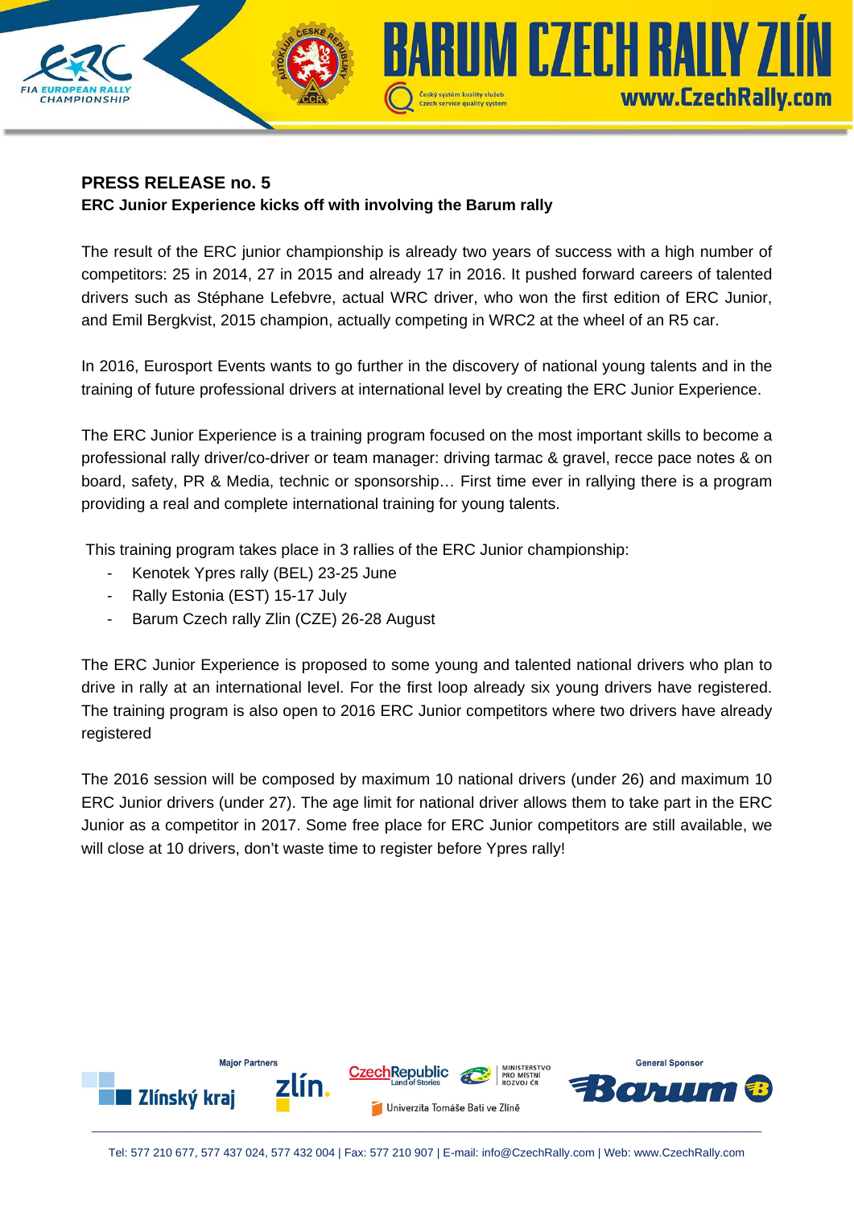## PRESS RELEASE no. 5

**ERC Junior Experience kicks off with involving the Barum rally**

The result of the ERC junior championship is already two years of success with a high number of competitors: 25 in 2014, 27 in 2015 and already 17 in 2016. It pushed forward careers of talented drivers such as Stéphane Lefebvre, actual WRC driver, who won the first edition of ERC Junior, and Emil Bergkvist, 2015 champion, actually competing in WRC2 at the wheel of an R5 car.

In 2016, Eurosport Events wants to go further in the discovery of national young talents and in the training of future professional drivers at international level by creating the ERC Junior Experience.

The ERC Junior Experience is a training program focused on the most important skills to become a professional rally driver/co-driver or team manager: driving tarmac & gravel, recce pace notes & on board, safety, PR & Media, technic or sponsorship… First time ever in rallying there is a program providing a real and complete international training for young talents.

This training program takes place in 3 rallies of the ERC Junior championship:

- Kenotek Ypres rally (BEL) 23-25 June
- Rally Estonia (EST) 15-17 July
- Barum Czech rally Zlin (CZE) 26-28 August

The ERC Junior Experience is proposed to some young and talented national drivers who plan to drive in rally at an international level. For the first loop already six young drivers have registered. The training program is also open to 2016 ERC Junior competitors where two drivers have already registered

The 2016 session will be composed by maximum 10 national drivers (under 26) and maximum 10 ERC Junior drivers (under 27). The age limit for national driver allows them to take part in the ERC Junior as a competitor in 2017. Some free place for ERC Junior competitors are still available, we will close at 10 drivers, don't waste time to register before Ypres rally!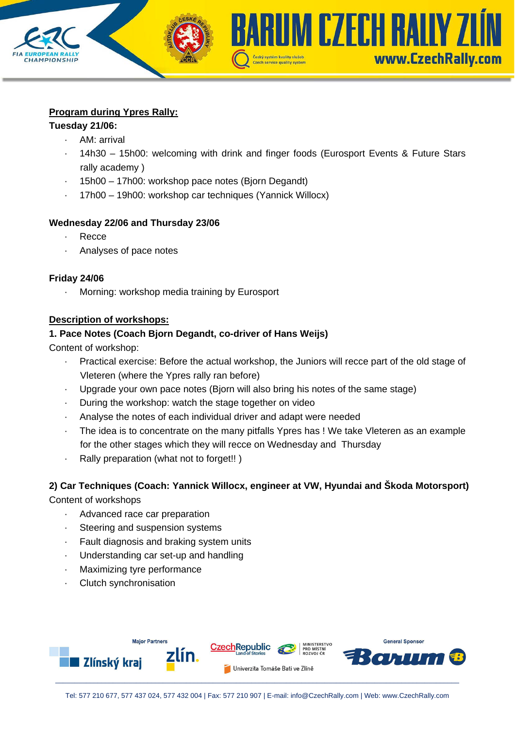**Program during Ypres Rally:**

**Tuesday 21/06:**

- AM: arrival
- 14h30 – 15h00: welcoming with drink and finger foods (Eurosport Events & Future Stars rally academy )
- 15h00 – 17h00: workshop pace notes (Bjorn Degandt)
- 17h00 – 19h00: workshop car techniques (Yannick Willocx)

**Wednesday 22/06 and Thursday 23/06**

- Recce
- Analyses of pace notes

**Friday 24/06**

- Morning: workshop media training by Eurosport

**Description of workshops:**

**1. Pace Notes (Coach Bjorn Degandt, co-driver of Hans Weijs)**

Content of workshop:

- Practical exercise: Before the actual workshop, the Juniors will recce part of the old stage of Vleteren (where the Ypres rally ran before)
- Upgrade your own pace notes (Bjorn will also bring his notes of the same stage)
- During the workshop: watch the stage together on video
- Analyse the notes of each individual driver and adapt were needed
- The idea is to concentrate on the many pitfalls Ypres has ! We take Vleteren as an example for the other stages which they will recce on Wednesday and Thursday
- Rally preparation (what not to forget!! )

**2) Car Techniques (Coach: Yannick Willocx, engineer at VW, Hyundai and Škoda Motorsport)**

Content of workshops

- Advanced race car preparation
- Steering and suspension systems
- Fault diagnosis and braking system units
- Understanding car set-up and handling
- Maximizing tyre performance
- Clutch synchronisation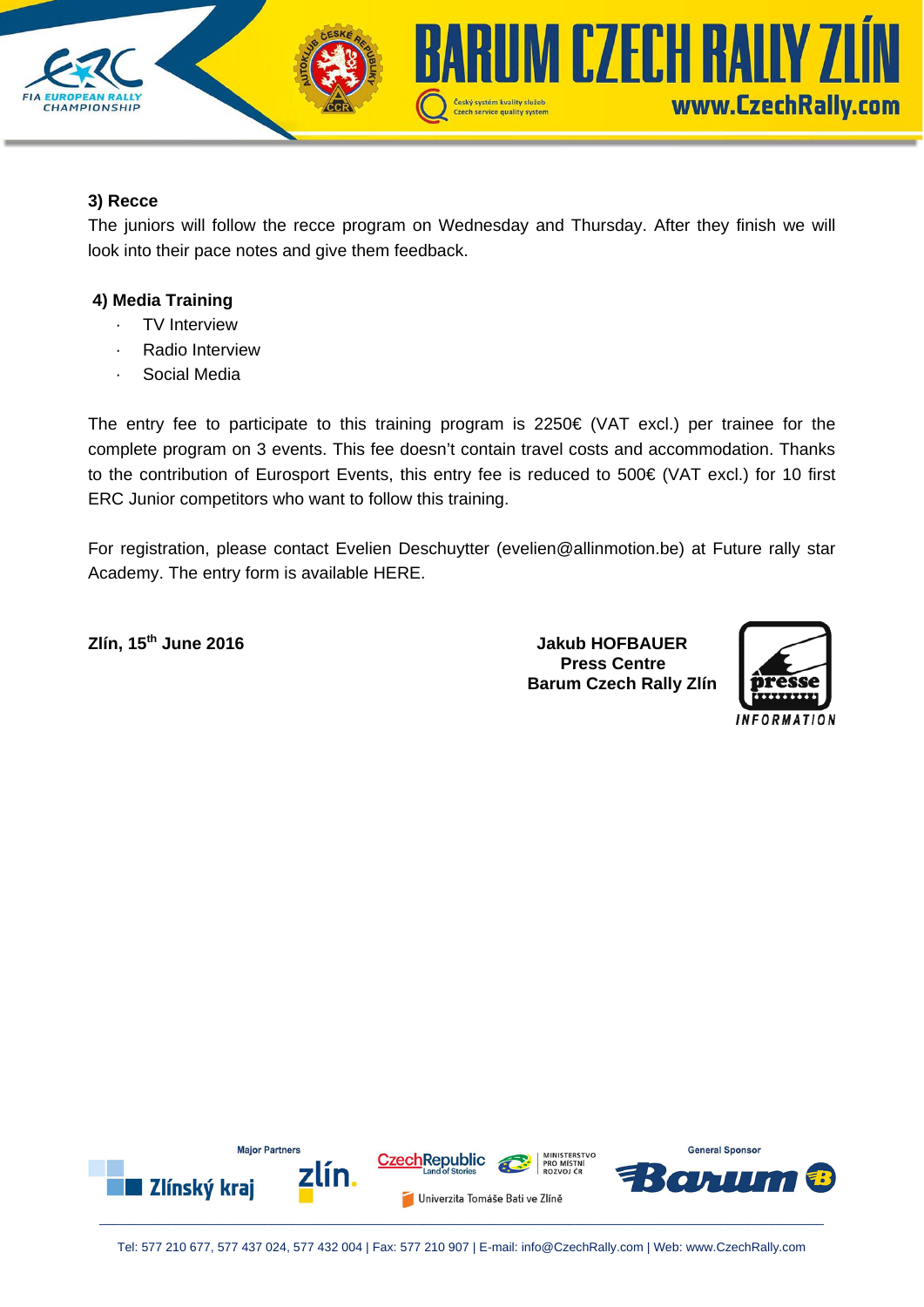**3) Recce**

The juniors will follow the recce program on Wednesday and Thursday. After they finish we will look into their pace notes and give them feedback.

**4) Media Training**

- TV Interview
- Radio Interview
- Social Media

The entry fee to participate to this training program is 2250€ (VAT excl.) per trainee for the complete program on 3 events. This fee doesn't contain travel costs and accommodation. Thanks to the contribution of Eurosport Events, this entry fee is reduced to 500€ (VAT excl.) for 10 first ERC Junior competitors who want to follow this training.

For registration, please contact Evelien Deschuytter (evelien@allinmotion.be) at Future rally star Academy. The entry form is available HERE.

**Zlín, 15th June 2016**

**Jakub HOFBAUER**
**Press Centre**
**Barum Czech Rally Zlín**